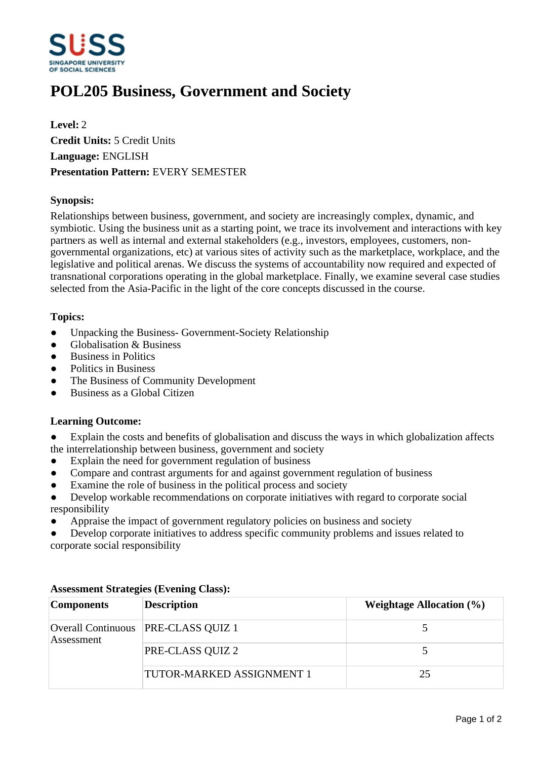# POL205 Business, Government and Society

**Level:** 2
**Credit Units:** 5 Credit Units
**Language:** ENGLISH
**Presentation Pattern:** EVERY SEMESTER

**Synopsis:**

Relationships between business, government, and society are increasingly complex, dynamic, and symbiotic. Using the business unit as a starting point, we trace its involvement and interactions with key partners as well as internal and external stakeholders (e.g., investors, employees, customers, non-governmental organizations, etc) at various sites of activity such as the marketplace, workplace, and the legislative and political arenas. We discuss the systems of accountability now required and expected of transnational corporations operating in the global marketplace. Finally, we examine several case studies selected from the Asia-Pacific in the light of the core concepts discussed in the course.

**Topics:**

- Unpacking the Business- Government-Society Relationship
- Globalisation & Business
- Business in Politics
- Politics in Business
- The Business of Community Development
- Business as a Global Citizen

**Learning Outcome:**

- Explain the costs and benefits of globalisation and discuss the ways in which globalization affects the interrelationship between business, government and society
- Explain the need for government regulation of business
- Compare and contrast arguments for and against government regulation of business
- Examine the role of business in the political process and society
- Develop workable recommendations on corporate initiatives with regard to corporate social responsibility
- Appraise the impact of government regulatory policies on business and society
- Develop corporate initiatives to address specific community problems and issues related to corporate social responsibility

**Assessment Strategies (Evening Class):**

| Components | Description | Weightage Allocation (%) |
|---|---|---|
| Overall Continuous Assessment | PRE-CLASS QUIZ 1 | 5 |
| | PRE-CLASS QUIZ 2 | 5 |
| | TUTOR-MARKED ASSIGNMENT 1 | 25 |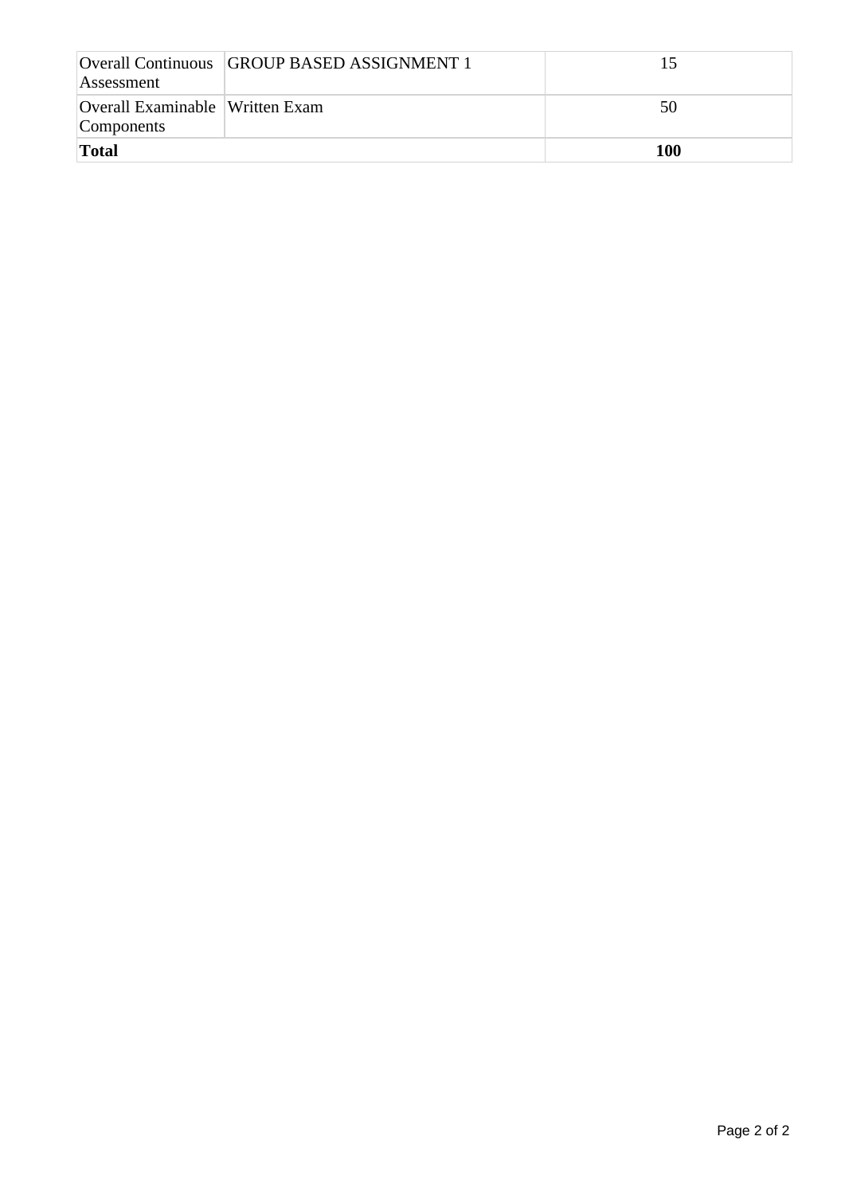| | | |
|---|---|---|
| Overall Continuous Assessment | GROUP BASED ASSIGNMENT 1 | 15 |
| Overall Examinable Components | Written Exam | 50 |
| **Total** | | **100** |